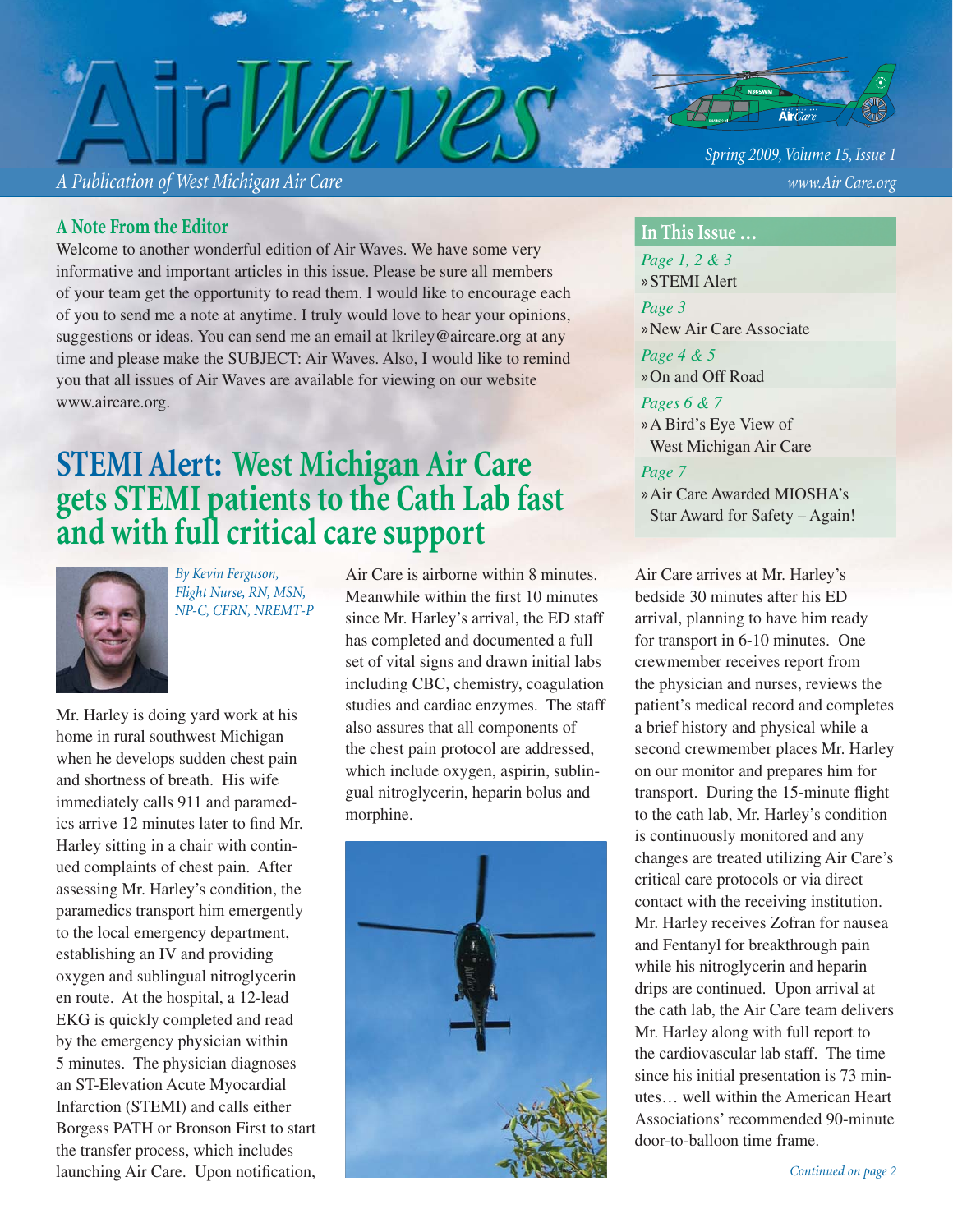# AirWaves

*A Publication of West Michigan Air Care*

*Spring 2009, Volume 15, Issue 1*

*www.Air Care.org*

## A Note From the Editor

Welcome to another wonderful edition of Air Waves. We have some very informative and important articles in this issue. Please be sure all members of your team get the opportunity to read them. I would like to encourage each of you to send me a note at anytime. I truly would love to hear your opinions, suggestions or ideas. You can send me an email at lkriley@aircare.org at any time and please make the SUBJECT: Air Waves. Also, I would like to remind you that all issues of Air Waves are available for viewing on our website www.aircare.org.

## In This Issue …

*Page 1, 2 & 3*
» STEMI Alert

*Page 3*
» New Air Care Associate

*Page 4 & 5*
» On and Off Road

*Pages 6 & 7*
» A Bird's Eye View of West Michigan Air Care

*Page 7*
» Air Care Awarded MIOSHA's Star Award for Safety – Again!

# STEMI Alert: West Michigan Air Care gets STEMI patients to the Cath Lab fast and with full critical care support

*By Kevin Ferguson, Flight Nurse, RN, MSN, NP-C, CFRN, NREMT-P*

Mr. Harley is doing yard work at his home in rural southwest Michigan when he develops sudden chest pain and shortness of breath. His wife immediately calls 911 and paramedics arrive 12 minutes later to find Mr. Harley sitting in a chair with continued complaints of chest pain. After assessing Mr. Harley's condition, the paramedics transport him emergently to the local emergency department, establishing an IV and providing oxygen and sublingual nitroglycerin en route. At the hospital, a 12-lead EKG is quickly completed and read by the emergency physician within 5 minutes. The physician diagnoses an ST-Elevation Acute Myocardial Infarction (STEMI) and calls either Borgess PATH or Bronson First to start the transfer process, which includes launching Air Care. Upon notification, Air Care is airborne within 8 minutes. Meanwhile within the first 10 minutes since Mr. Harley's arrival, the ED staff has completed and documented a full set of vital signs and drawn initial labs including CBC, chemistry, coagulation studies and cardiac enzymes. The staff also assures that all components of the chest pain protocol are addressed, which include oxygen, aspirin, sublingual nitroglycerin, heparin bolus and morphine.

Air Care arrives at Mr. Harley's bedside 30 minutes after his ED arrival, planning to have him ready for transport in 6-10 minutes. One crewmember receives report from the physician and nurses, reviews the patient's medical record and completes a brief history and physical while a second crewmember places Mr. Harley on our monitor and prepares him for transport. During the 15-minute flight to the cath lab, Mr. Harley's condition is continuously monitored and any changes are treated utilizing Air Care's critical care protocols or via direct contact with the receiving institution. Mr. Harley receives Zofran for nausea and Fentanyl for breakthrough pain while his nitroglycerin and heparin drips are continued. Upon arrival at the cath lab, the Air Care team delivers Mr. Harley along with full report to the cardiovascular lab staff. The time since his initial presentation is 73 minutes… well within the American Heart Associations' recommended 90-minute door-to-balloon time frame.

*Continued on page 2*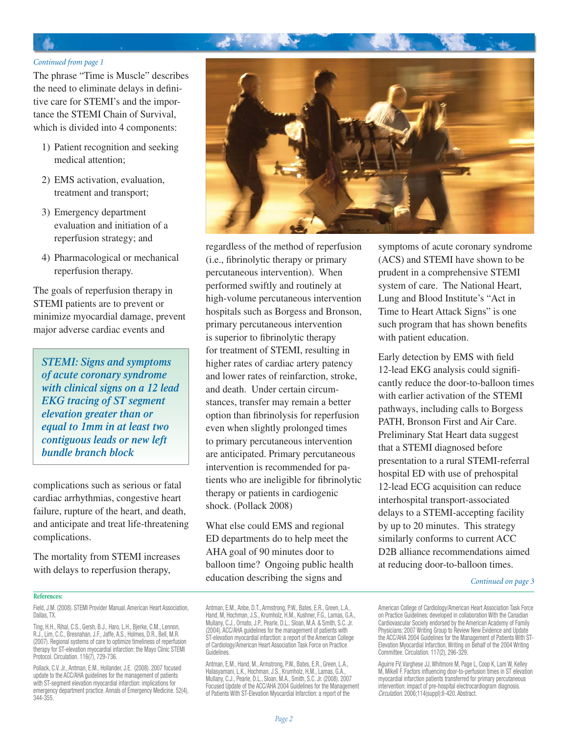*Continued from page 1*

The phrase "Time is Muscle" describes the need to eliminate delays in definitive care for STEMI's and the importance the STEMI Chain of Survival, which is divided into 4 components:

1) Patient recognition and seeking medical attention;
2) EMS activation, evaluation, treatment and transport;
3) Emergency department evaluation and initiation of a reperfusion strategy; and
4) Pharmacological or mechanical reperfusion therapy.

The goals of reperfusion therapy in STEMI patients are to prevent or minimize myocardial damage, prevent major adverse cardiac events and complications such as serious or fatal cardiac arrhythmias, congestive heart failure, rupture of the heart, and death, and anticipate and treat life-threatening complications.

> ***STEMI: Signs and symptoms of acute coronary syndrome with clinical signs on a 12 lead EKG tracing of ST segment elevation greater than or equal to 1mm in at least two contiguous leads or new left bundle branch block***

The mortality from STEMI increases with delays to reperfusion therapy, regardless of the method of reperfusion (i.e., fibrinolytic therapy or primary percutaneous intervention). When performed swiftly and routinely at high-volume percutaneous intervention hospitals such as Borgess and Bronson, primary percutaneous intervention is superior to fibrinolytic therapy for treatment of STEMI, resulting in higher rates of cardiac artery patency and lower rates of reinfarction, stroke, and death. Under certain circumstances, transfer may remain a better option than fibrinolysis for reperfusion even when slightly prolonged times to primary percutaneous intervention are anticipated. Primary percutaneous intervention is recommended for patients who are ineligible for fibrinolytic therapy or patients in cardiogenic shock. (Pollack 2008)

What else could EMS and regional ED departments do to help meet the AHA goal of 90 minutes door to balloon time? Ongoing public health education describing the signs and symptoms of acute coronary syndrome (ACS) and STEMI have shown to be prudent in a comprehensive STEMI system of care. The National Heart, Lung and Blood Institute's "Act in Time to Heart Attack Signs" is one such program that has shown benefits with patient education.

Early detection by EMS with field 12-lead EKG analysis could significantly reduce the door-to-balloon times with earlier activation of the STEMI pathways, including calls to Borgess PATH, Bronson First and Air Care. Preliminary Stat Heart data suggest that a STEMI diagnosed before presentation to a rural STEMI-referral hospital ED with use of prehospital 12-lead ECG acquisition can reduce interhospital transport-associated delays to a STEMI-accepting facility by up to 20 minutes. This strategy similarly conforms to current ACC D2B alliance recommendations aimed at reducing door-to-balloon times.

*Continued on page 3*

**References:**

Field, J.M. (2008). STEMI Provider Manual. American Heart Association, Dallas, TX.

Ting, H.H., Rihal, C.S., Gersh, B.J., Haro, L.H., Bjerke, C.M., Lennon, R.J., Lim, C.C., Bresnahan, J.F., Jaffe, A.S., Holmes, D.R., Bell, M.R. (2007). Regional systems of care to optimize timeliness of reperfusion therapy for ST-elevation myocardial infarction: the Mayo Clinic STEMI Protocol. Circulation. 116(7), 729-736.

Pollack, C.V. Jr., Antman, E.M., Hollander, J.E. (2008). 2007 focused update to the ACC/AHA guidelines for the management of patients with ST-segment elevation myocardial infarction: implications for emergency department practice. Annals of Emergency Medicine. 52(4), 344-355.

Antman, E.M., Anbe, D.T., Armstrong, P.W., Bates, E.R., Green, L.A., Hand, M, Hochman, J.S., Krumholz, H.M., Kushner, F.G., Lamas, G.A., Mullany, C.J., Ornato, J.P., Pearle, D.L., Sloan, M.A. & Smith, S.C. Jr. (2004). ACC/AHA guidelines for the management of patients with ST-elevation myocardial infarction: a report of the American College of Cardiology/American Heart Association Task Force on Practice Guidelines.

Antman, E.M., Hand, M., Armstrong, P.W., Bates, E.R., Green, L.A., Halasyamani, L.K., Hochman, J.S., Krumholz, H.M., Lamas, G.A., Mullany, C.J., Pearle, D.L., Sloan, M.A., Smith, S.C. Jr. (2008). 2007 Focused Update of the ACC/AHA 2004 Guidelines for the Management of Patients With ST-Elevation Myocardial Infarction: a report of the American College of Cardiology/American Heart Association Task Force on Practice Guidelines: developed in collaboration With the Canadian Cardiovascular Society endorsed by the American Academy of Family Physicians: 2007 Writing Group to Review New Evidence and Update the ACC/AHA 2004 Guidelines for the Management of Patients With ST-Elevation Myocardial Infarction, Writing on Behalf of the 2004 Writing Committee. Circulation. 117(2), 296-329.

Aguirre FV, Varghese JJ, Whitmore M, Page L, Coop K, Lam W, Kelley M, Mikell F. Factors influencing door-to-perfusion times in ST elevation myocardial infarction patients transferred for primary percutaneous intervention: impact of pre-hospital electrocardiogram diagnosis. *Circulation.* 2006;114(suppl):II-420. Abstract.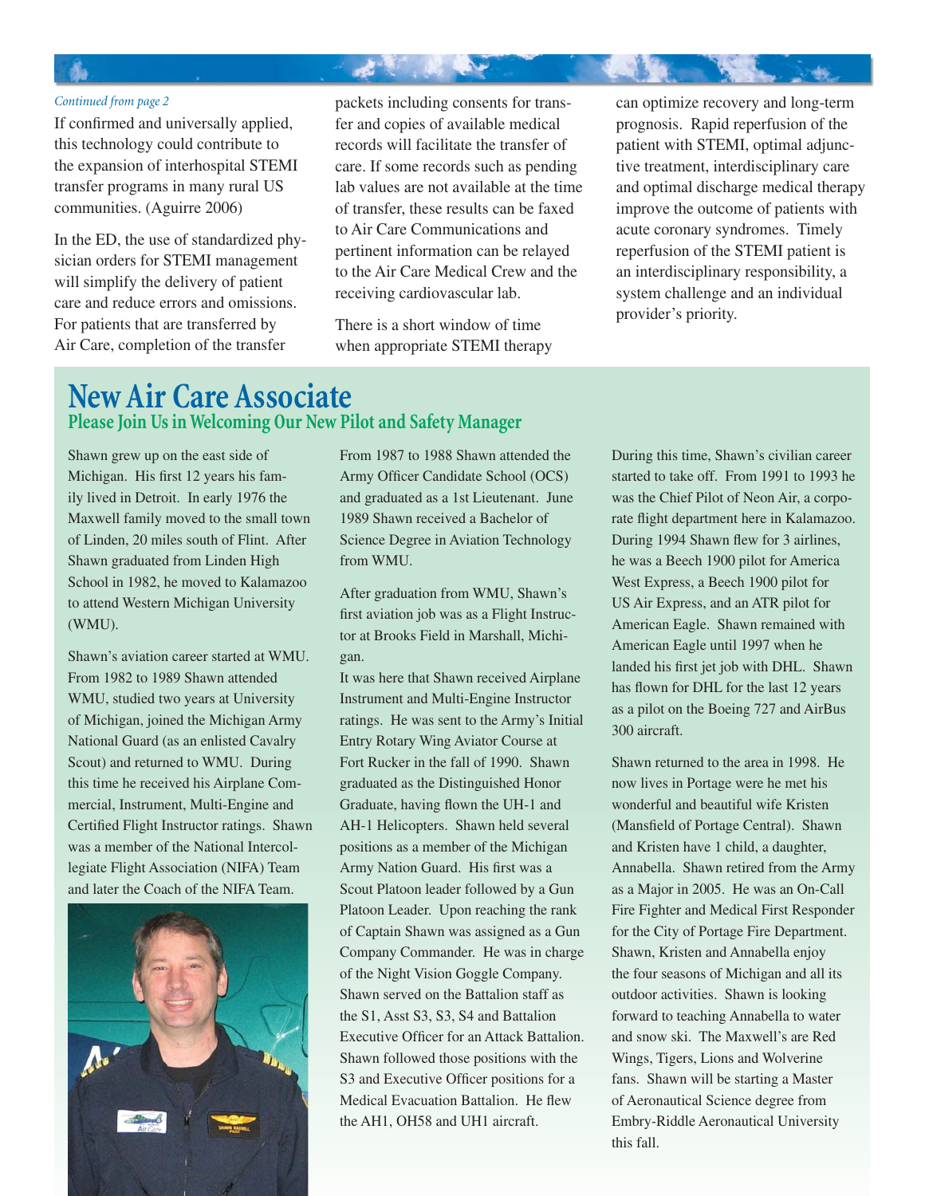*Continued from page 2*

If confirmed and universally applied, this technology could contribute to the expansion of interhospital STEMI transfer programs in many rural US communities. (Aguirre 2006)

In the ED, the use of standardized physician orders for STEMI management will simplify the delivery of patient care and reduce errors and omissions. For patients that are transferred by Air Care, completion of the transfer packets including consents for transfer and copies of available medical records will facilitate the transfer of care. If some records such as pending lab values are not available at the time of transfer, these results can be faxed to Air Care Communications and pertinent information can be relayed to the Air Care Medical Crew and the receiving cardiovascular lab.

There is a short window of time when appropriate STEMI therapy can optimize recovery and long-term prognosis. Rapid reperfusion of the patient with STEMI, optimal adjunctive treatment, interdisciplinary care and optimal discharge medical therapy improve the outcome of patients with acute coronary syndromes. Timely reperfusion of the STEMI patient is an interdisciplinary responsibility, a system challenge and an individual provider's priority.

# New Air Care Associate

## Please Join Us in Welcoming Our New Pilot and Safety Manager

Shawn grew up on the east side of Michigan. His first 12 years his family lived in Detroit. In early 1976 the Maxwell family moved to the small town of Linden, 20 miles south of Flint. After Shawn graduated from Linden High School in 1982, he moved to Kalamazoo to attend Western Michigan University (WMU).

Shawn's aviation career started at WMU. From 1982 to 1989 Shawn attended WMU, studied two years at University of Michigan, joined the Michigan Army National Guard (as an enlisted Cavalry Scout) and returned to WMU. During this time he received his Airplane Commercial, Instrument, Multi-Engine and Certified Flight Instructor ratings. Shawn was a member of the National Intercollegiate Flight Association (NIFA) Team and later the Coach of the NIFA Team.

From 1987 to 1988 Shawn attended the Army Officer Candidate School (OCS) and graduated as a 1st Lieutenant. June 1989 Shawn received a Bachelor of Science Degree in Aviation Technology from WMU.

After graduation from WMU, Shawn's first aviation job was as a Flight Instructor at Brooks Field in Marshall, Michigan.

It was here that Shawn received Airplane Instrument and Multi-Engine Instructor ratings. He was sent to the Army's Initial Entry Rotary Wing Aviator Course at Fort Rucker in the fall of 1990. Shawn graduated as the Distinguished Honor Graduate, having flown the UH-1 and AH-1 Helicopters. Shawn held several positions as a member of the Michigan Army Nation Guard. His first was a Scout Platoon leader followed by a Gun Platoon Leader. Upon reaching the rank of Captain Shawn was assigned as a Gun Company Commander. He was in charge of the Night Vision Goggle Company. Shawn served on the Battalion staff as the S1, Asst S3, S3, S4 and Battalion Executive Officer for an Attack Battalion. Shawn followed those positions with the S3 and Executive Officer positions for a Medical Evacuation Battalion. He flew the AH1, OH58 and UH1 aircraft.

During this time, Shawn's civilian career started to take off. From 1991 to 1993 he was the Chief Pilot of Neon Air, a corporate flight department here in Kalamazoo. During 1994 Shawn flew for 3 airlines, he was a Beech 1900 pilot for America West Express, a Beech 1900 pilot for US Air Express, and an ATR pilot for American Eagle. Shawn remained with American Eagle until 1997 when he landed his first jet job with DHL. Shawn has flown for DHL for the last 12 years as a pilot on the Boeing 727 and AirBus 300 aircraft.

Shawn returned to the area in 1998. He now lives in Portage were he met his wonderful and beautiful wife Kristen (Mansfield of Portage Central). Shawn and Kristen have 1 child, a daughter, Annabella. Shawn retired from the Army as a Major in 2005. He was an On-Call Fire Fighter and Medical First Responder for the City of Portage Fire Department. Shawn, Kristen and Annabella enjoy the four seasons of Michigan and all its outdoor activities. Shawn is looking forward to teaching Annabella to water and snow ski. The Maxwell's are Red Wings, Tigers, Lions and Wolverine fans. Shawn will be starting a Master of Aeronautical Science degree from Embry-Riddle Aeronautical University this fall.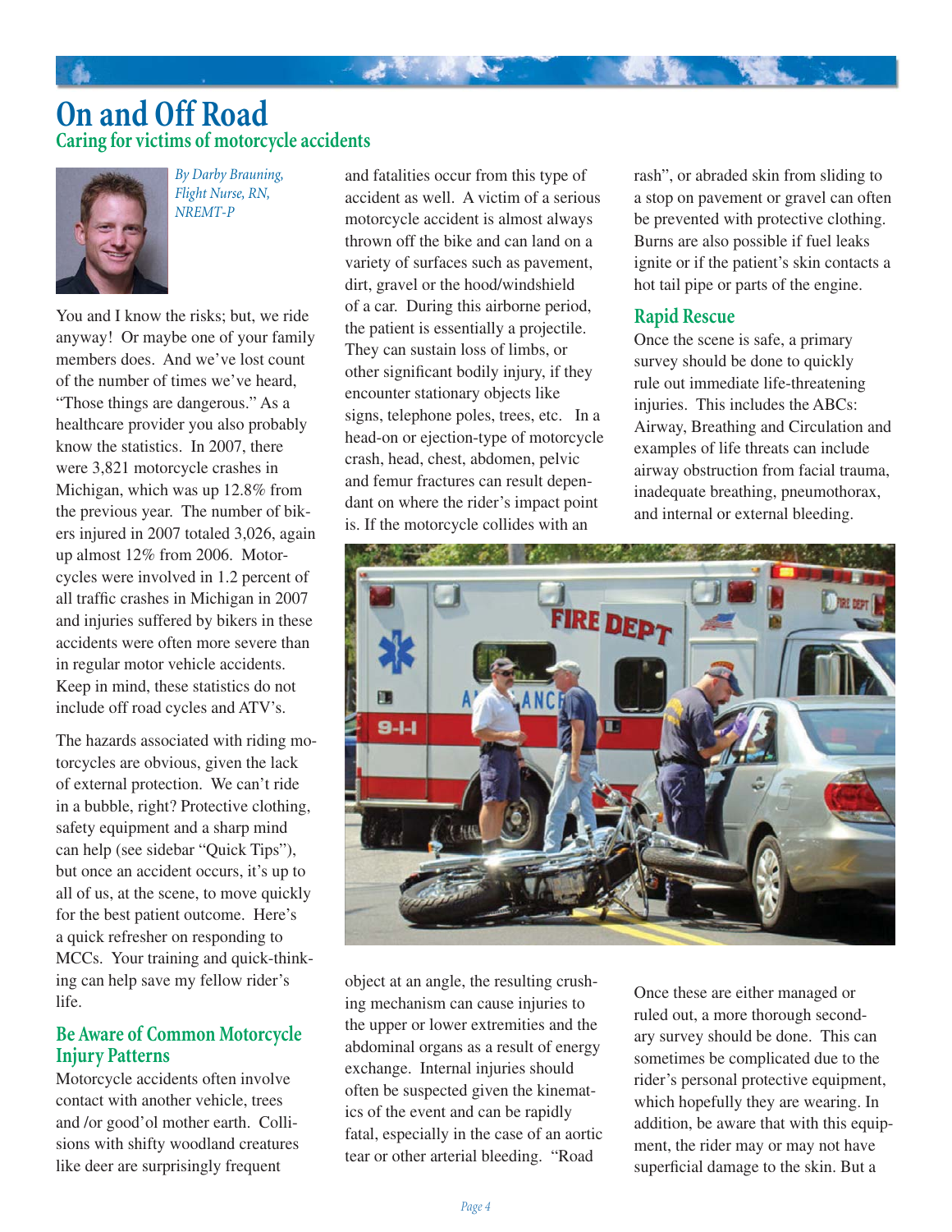# On and Off Road

## Caring for victims of motorcycle accidents

*By Darby Brauning, Flight Nurse, RN, NREMT-P*

You and I know the risks; but, we ride anyway! Or maybe one of your family members does. And we've lost count of the number of times we've heard, "Those things are dangerous." As a healthcare provider you also probably know the statistics. In 2007, there were 3,821 motorcycle crashes in Michigan, which was up 12.8% from the previous year. The number of bikers injured in 2007 totaled 3,026, again up almost 12% from 2006. Motorcycles were involved in 1.2 percent of all traffic crashes in Michigan in 2007 and injuries suffered by bikers in these accidents were often more severe than in regular motor vehicle accidents. Keep in mind, these statistics do not include off road cycles and ATV's.

The hazards associated with riding motorcycles are obvious, given the lack of external protection. We can't ride in a bubble, right? Protective clothing, safety equipment and a sharp mind can help (see sidebar "Quick Tips"), but once an accident occurs, it's up to all of us, at the scene, to move quickly for the best patient outcome. Here's a quick refresher on responding to MCCs. Your training and quick-thinking can help save my fellow rider's life.

### Be Aware of Common Motorcycle Injury Patterns

Motorcycle accidents often involve contact with another vehicle, trees and /or good'ol mother earth. Collisions with shifty woodland creatures like deer are surprisingly frequent and fatalities occur from this type of accident as well. A victim of a serious motorcycle accident is almost always thrown off the bike and can land on a variety of surfaces such as pavement, dirt, gravel or the hood/windshield of a car. During this airborne period, the patient is essentially a projectile. They can sustain loss of limbs, or other significant bodily injury, if they encounter stationary objects like signs, telephone poles, trees, etc. In a head-on or ejection-type of motorcycle crash, head, chest, abdomen, pelvic and femur fractures can result dependant on where the rider's impact point is. If the motorcycle collides with an object at an angle, the resulting crushing mechanism can cause injuries to the upper or lower extremities and the abdominal organs as a result of energy exchange. Internal injuries should often be suspected given the kinematics of the event and can be rapidly fatal, especially in the case of an aortic tear or other arterial bleeding. "Road rash", or abraded skin from sliding to a stop on pavement or gravel can often be prevented with protective clothing. Burns are also possible if fuel leaks ignite or if the patient's skin contacts a hot tail pipe or parts of the engine.

### Rapid Rescue

Once the scene is safe, a primary survey should be done to quickly rule out immediate life-threatening injuries. This includes the ABCs: Airway, Breathing and Circulation and examples of life threats can include airway obstruction from facial trauma, inadequate breathing, pneumothorax, and internal or external bleeding.

Once these are either managed or ruled out, a more thorough secondary survey should be done. This can sometimes be complicated due to the rider's personal protective equipment, which hopefully they are wearing. In addition, be aware that with this equipment, the rider may or may not have superficial damage to the skin. But a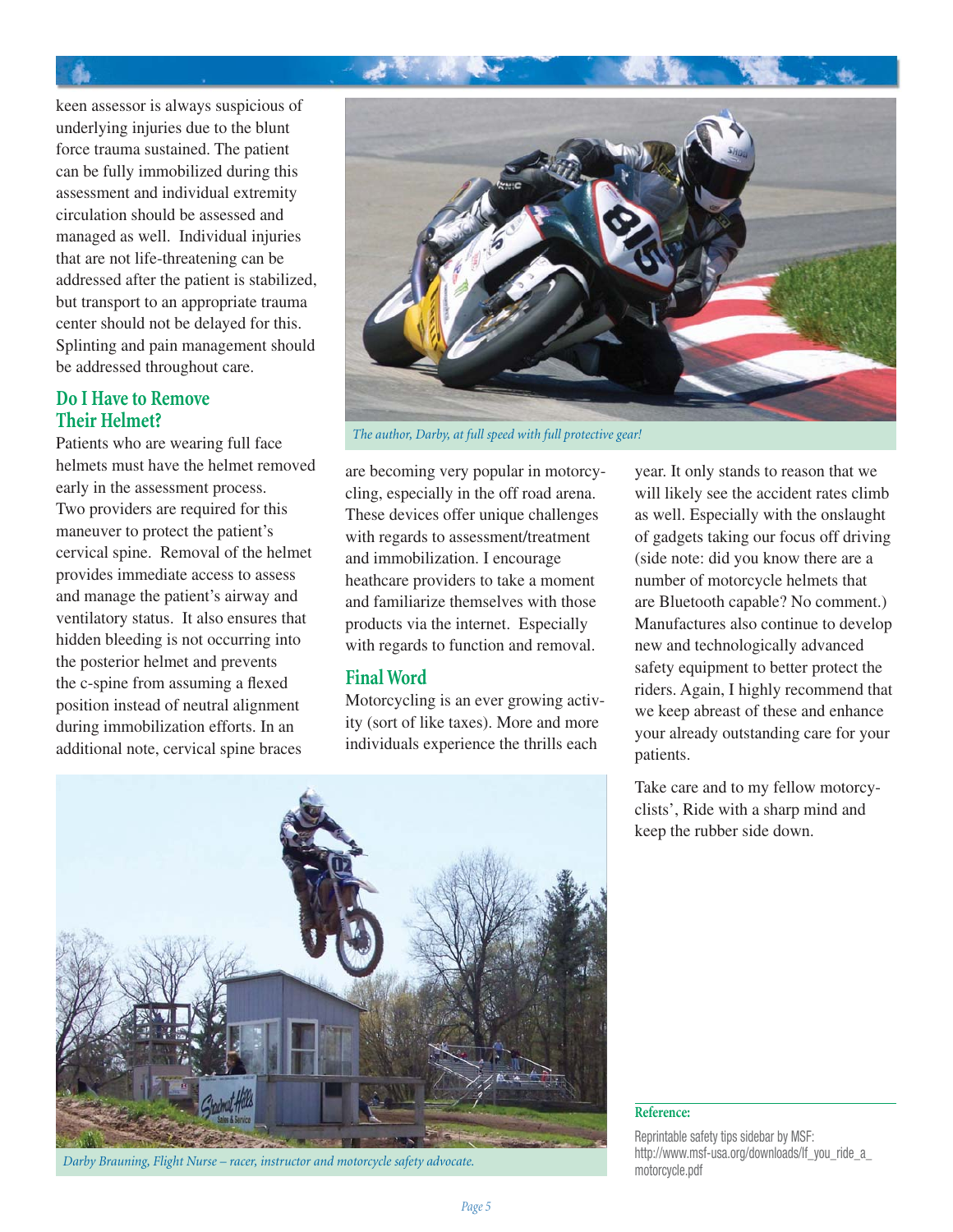keen assessor is always suspicious of underlying injuries due to the blunt force trauma sustained. The patient can be fully immobilized during this assessment and individual extremity circulation should be assessed and managed as well. Individual injuries that are not life-threatening can be addressed after the patient is stabilized, but transport to an appropriate trauma center should not be delayed for this. Splinting and pain management should be addressed throughout care.

## Do I Have to Remove Their Helmet?

Patients who are wearing full face helmets must have the helmet removed early in the assessment process. Two providers are required for this maneuver to protect the patient's cervical spine. Removal of the helmet provides immediate access to assess and manage the patient's airway and ventilatory status. It also ensures that hidden bleeding is not occurring into the posterior helmet and prevents the c-spine from assuming a flexed position instead of neutral alignment during immobilization efforts. In an additional note, cervical spine braces are becoming very popular in motorcycling, especially in the off road arena. These devices offer unique challenges with regards to assessment/treatment and immobilization. I encourage heathcare providers to take a moment and familiarize themselves with those products via the internet. Especially with regards to function and removal.

*The author, Darby, at full speed with full protective gear!*

## Final Word

Motorcycling is an ever growing activity (sort of like taxes). More and more individuals experience the thrills each year. It only stands to reason that we will likely see the accident rates climb as well. Especially with the onslaught of gadgets taking our focus off driving (side note: did you know there are a number of motorcycle helmets that are Bluetooth capable? No comment.) Manufactures also continue to develop new and technologically advanced safety equipment to better protect the riders. Again, I highly recommend that we keep abreast of these and enhance your already outstanding care for your patients.

Take care and to my fellow motorcyclists', Ride with a sharp mind and keep the rubber side down.

*Darby Brauning, Flight Nurse – racer, instructor and motorcycle safety advocate.*

**Reference:**

Reprintable safety tips sidebar by MSF: http://www.msf-usa.org/downloads/If_you_ride_a_motorcycle.pdf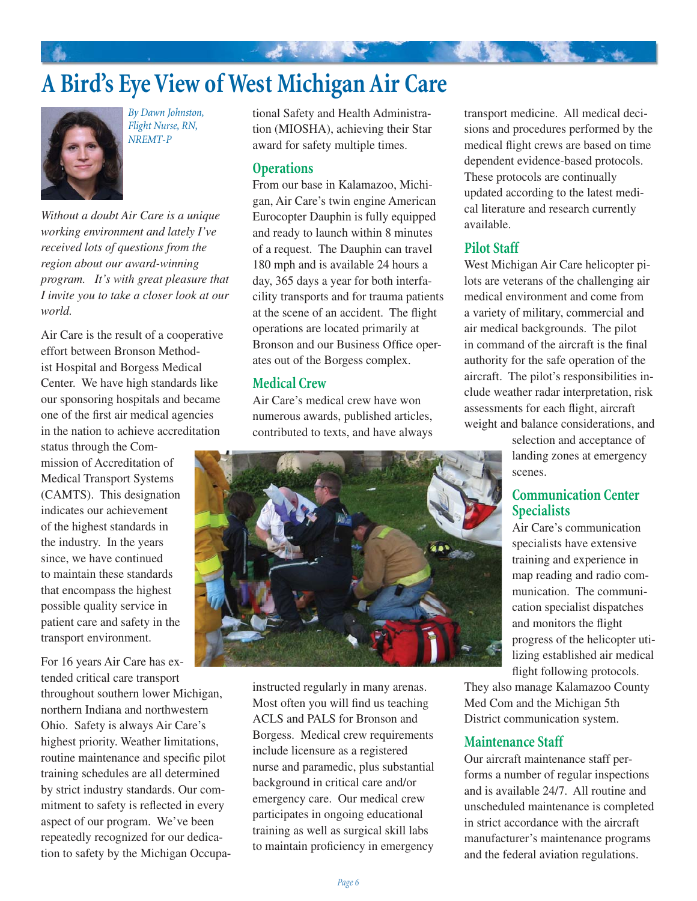# A Bird's Eye View of West Michigan Air Care

*By Dawn Johnston, Flight Nurse, RN, NREMT-P*

*Without a doubt Air Care is a unique working environment and lately I've received lots of questions from the region about our award-winning program. It's with great pleasure that I invite you to take a closer look at our world.*

Air Care is the result of a cooperative effort between Bronson Methodist Hospital and Borgess Medical Center. We have high standards like our sponsoring hospitals and became one of the first air medical agencies in the nation to achieve accreditation status through the Commission of Accreditation of Medical Transport Systems (CAMTS). This designation indicates our achievement of the highest standards in the industry. In the years since, we have continued to maintain these standards that encompass the highest possible quality service in patient care and safety in the transport environment.

For 16 years Air Care has extended critical care transport throughout southern lower Michigan, northern Indiana and northwestern Ohio. Safety is always Air Care's highest priority. Weather limitations, routine maintenance and specific pilot training schedules are all determined by strict industry standards. Our commitment to safety is reflected in every aspect of our program. We've been repeatedly recognized for our dedication to safety by the Michigan Occupational Safety and Health Administration (MIOSHA), achieving their Star award for safety multiple times.

## Operations

From our base in Kalamazoo, Michigan, Air Care's twin engine American Eurocopter Dauphin is fully equipped and ready to launch within 8 minutes of a request. The Dauphin can travel 180 mph and is available 24 hours a day, 365 days a year for both interfacility transports and for trauma patients at the scene of an accident. The flight operations are located primarily at Bronson and our Business Office operates out of the Borgess complex.

## Medical Crew

Air Care's medical crew have won numerous awards, published articles, contributed to texts, and have always instructed regularly in many arenas. Most often you will find us teaching ACLS and PALS for Bronson and Borgess. Medical crew requirements include licensure as a registered nurse and paramedic, plus substantial background in critical care and/or emergency care. Our medical crew participates in ongoing educational training as well as surgical skill labs to maintain proficiency in emergency transport medicine. All medical decisions and procedures performed by the medical flight crews are based on time dependent evidence-based protocols. These protocols are continually updated according to the latest medical literature and research currently available.

## Pilot Staff

West Michigan Air Care helicopter pilots are veterans of the challenging air medical environment and come from a variety of military, commercial and air medical backgrounds. The pilot in command of the aircraft is the final authority for the safe operation of the aircraft. The pilot's responsibilities include weather radar interpretation, risk assessments for each flight, aircraft weight and balance considerations, and selection and acceptance of landing zones at emergency scenes.

## Communication Center Specialists

Air Care's communication specialists have extensive training and experience in map reading and radio communication. The communication specialist dispatches and monitors the flight progress of the helicopter utilizing established air medical flight following protocols. They also manage Kalamazoo County Med Com and the Michigan 5th District communication system.

## Maintenance Staff

Our aircraft maintenance staff performs a number of regular inspections and is available 24/7. All routine and unscheduled maintenance is completed in strict accordance with the aircraft manufacturer's maintenance programs and the federal aviation regulations.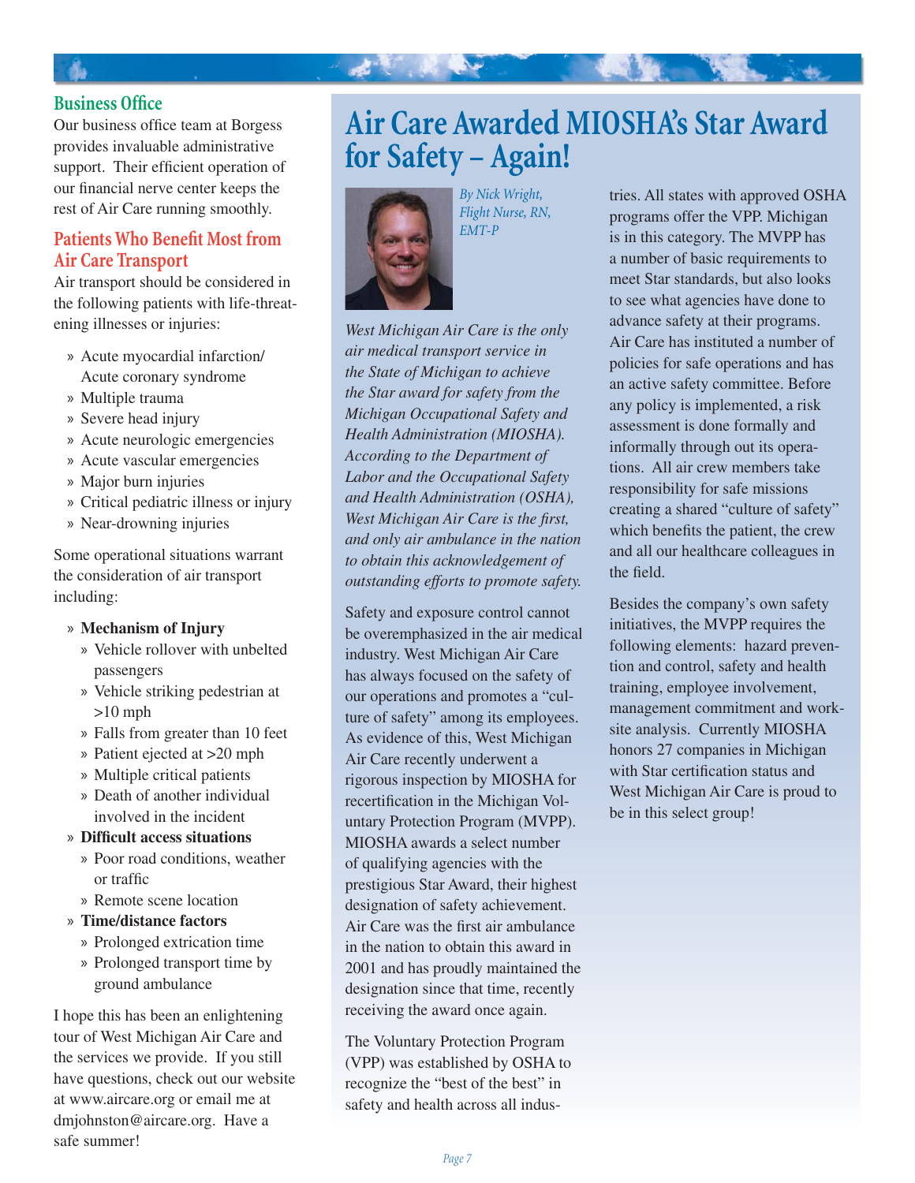## Business Office

Our business office team at Borgess provides invaluable administrative support. Their efficient operation of our financial nerve center keeps the rest of Air Care running smoothly.

## Patients Who Benefit Most from Air Care Transport

Air transport should be considered in the following patients with life-threatening illnesses or injuries:

- Acute myocardial infarction/ Acute coronary syndrome
- Multiple trauma
- Severe head injury
- Acute neurologic emergencies
- Acute vascular emergencies
- Major burn injuries
- Critical pediatric illness or injury
- Near-drowning injuries

Some operational situations warrant the consideration of air transport including:

- **Mechanism of Injury**
  - Vehicle rollover with unbelted passengers
  - Vehicle striking pedestrian at >10 mph
  - Falls from greater than 10 feet
  - Patient ejected at >20 mph
  - Multiple critical patients
  - Death of another individual involved in the incident
- **Difficult access situations**
  - Poor road conditions, weather or traffic
  - Remote scene location
- **Time/distance factors**
  - Prolonged extrication time
  - Prolonged transport time by ground ambulance

I hope this has been an enlightening tour of West Michigan Air Care and the services we provide. If you still have questions, check out our website at www.aircare.org or email me at dmjohnston@aircare.org. Have a safe summer!

# Air Care Awarded MIOSHA's Star Award for Safety – Again!

*By Nick Wright, Flight Nurse, RN, EMT-P*

*West Michigan Air Care is the only air medical transport service in the State of Michigan to achieve the Star award for safety from the Michigan Occupational Safety and Health Administration (MIOSHA). According to the Department of Labor and the Occupational Safety and Health Administration (OSHA), West Michigan Air Care is the first, and only air ambulance in the nation to obtain this acknowledgement of outstanding efforts to promote safety.*

Safety and exposure control cannot be overemphasized in the air medical industry. West Michigan Air Care has always focused on the safety of our operations and promotes a "culture of safety" among its employees. As evidence of this, West Michigan Air Care recently underwent a rigorous inspection by MIOSHA for recertification in the Michigan Voluntary Protection Program (MVPP). MIOSHA awards a select number of qualifying agencies with the prestigious Star Award, their highest designation of safety achievement. Air Care was the first air ambulance in the nation to obtain this award in 2001 and has proudly maintained the designation since that time, recently receiving the award once again.

The Voluntary Protection Program (VPP) was established by OSHA to recognize the "best of the best" in safety and health across all industries. All states with approved OSHA programs offer the VPP. Michigan is in this category. The MVPP has a number of basic requirements to meet Star standards, but also looks to see what agencies have done to advance safety at their programs. Air Care has instituted a number of policies for safe operations and has an active safety committee. Before any policy is implemented, a risk assessment is done formally and informally through out its operations. All air crew members take responsibility for safe missions creating a shared "culture of safety" which benefits the patient, the crew and all our healthcare colleagues in the field.

Besides the company's own safety initiatives, the MVPP requires the following elements: hazard prevention and control, safety and health training, employee involvement, management commitment and worksite analysis. Currently MIOSHA honors 27 companies in Michigan with Star certification status and West Michigan Air Care is proud to be in this select group!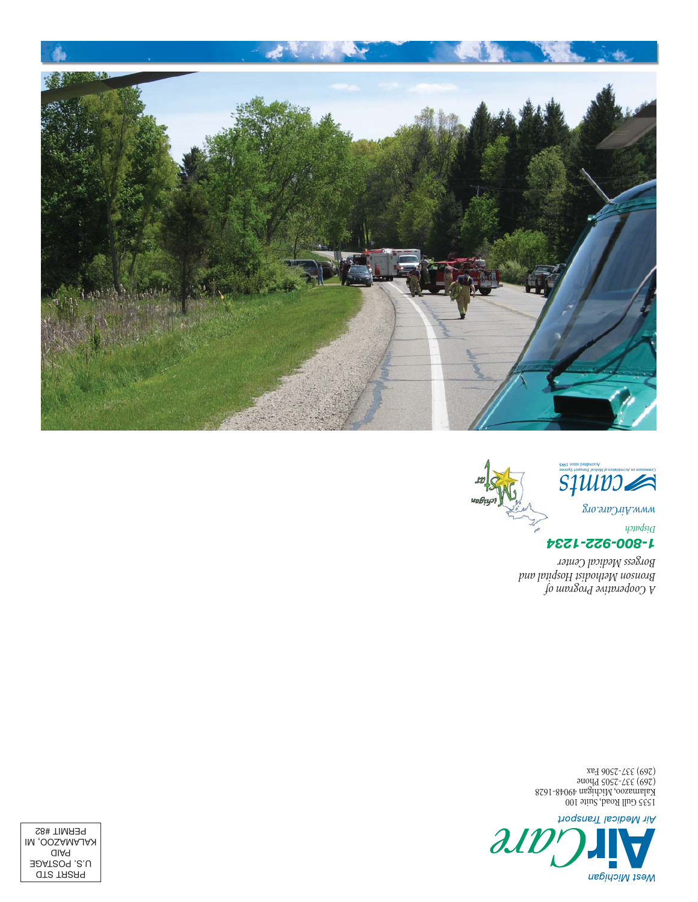West Michigan

**AirCare**

*Air Medical Transport*

1535 Gull Road, Suite 100
Kalamazoo, Michigan 49048-1628
(269) 337-2505 Phone
(269) 337-2506 Fax

PRSRT STD
U.S. POSTAGE
PAID
KALAMAZOO, MI
PERMIT #82

*A Cooperative Program of*
*Bronson Methodist Hospital and*
*Borgess Medical Center*

**1-800-922-1234**

*Dispatch*

*www.AirCare.org*

camts
Commission on Accreditation of Medical Transport Systems
Accredited since 1995

Michigan Star